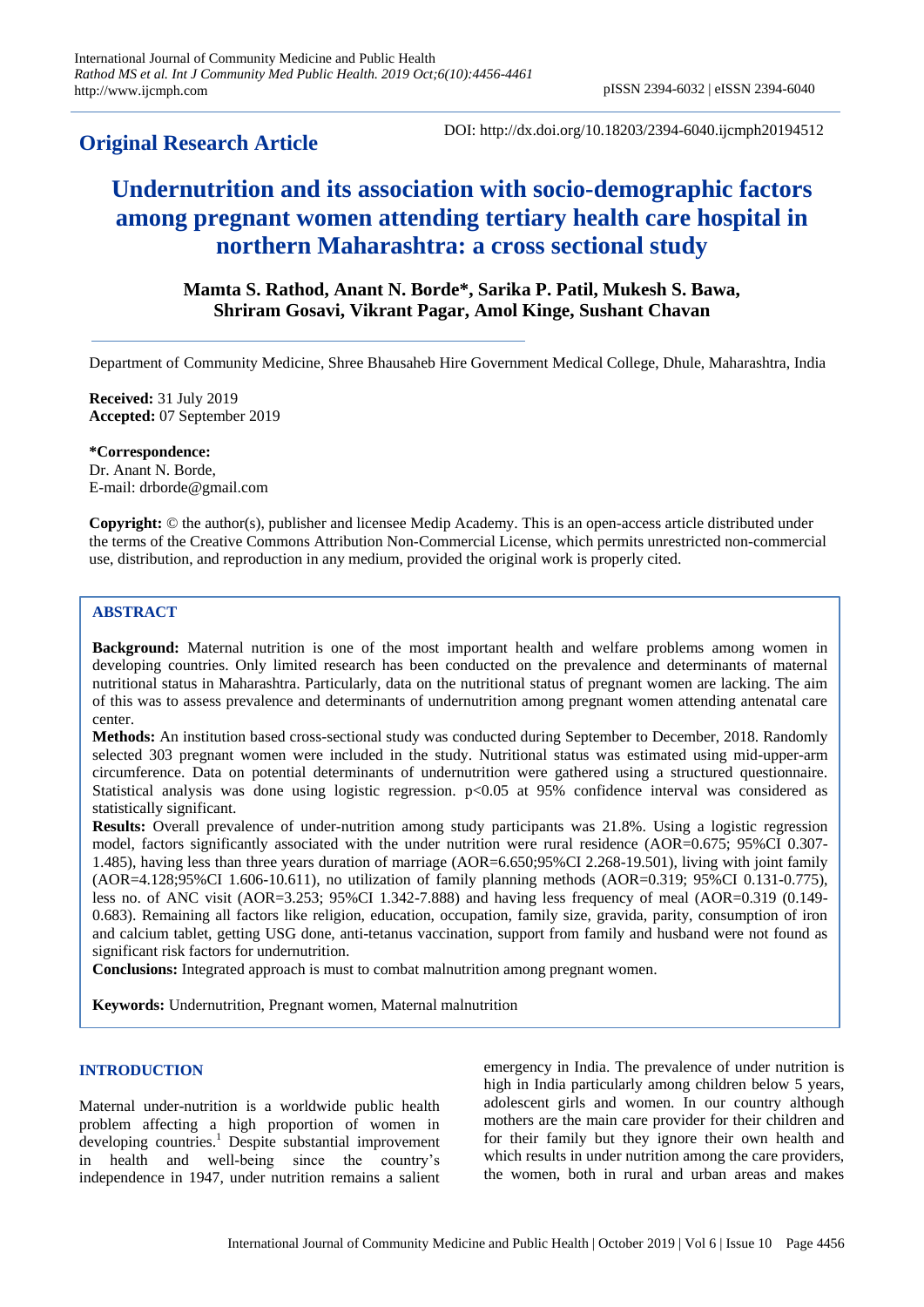**Original Research Article**

DOI: http://dx.doi.org/10.18203/2394-6040.ijcmph20194512

# Undernutrition and its association with socio-demographic factors among pregnant women attending tertiary health care hospital in northern Maharashtra: a cross sectional study

**Mamta S. Rathod, Anant N. Borde*, Sarika P. Patil, Mukesh S. Bawa, Shriram Gosavi, Vikrant Pagar, Amol Kinge, Sushant Chavan**

Department of Community Medicine, Shree Bhausaheb Hire Government Medical College, Dhule, Maharashtra, India

**Received:** 31 July 2019
**Accepted:** 07 September 2019

**\*Correspondence:**
Dr. Anant N. Borde,
E-mail: drborde@gmail.com

**Copyright:** © the author(s), publisher and licensee Medip Academy. This is an open-access article distributed under the terms of the Creative Commons Attribution Non-Commercial License, which permits unrestricted non-commercial use, distribution, and reproduction in any medium, provided the original work is properly cited.

## ABSTRACT

**Background:** Maternal nutrition is one of the most important health and welfare problems among women in developing countries. Only limited research has been conducted on the prevalence and determinants of maternal nutritional status in Maharashtra. Particularly, data on the nutritional status of pregnant women are lacking. The aim of this was to assess prevalence and determinants of undernutrition among pregnant women attending antenatal care center.

**Methods:** An institution based cross-sectional study was conducted during September to December, 2018. Randomly selected 303 pregnant women were included in the study. Nutritional status was estimated using mid-upper-arm circumference. Data on potential determinants of undernutrition were gathered using a structured questionnaire. Statistical analysis was done using logistic regression. $p<0.05$ at 95% confidence interval was considered as statistically significant.

**Results:** Overall prevalence of under-nutrition among study participants was 21.8%. Using a logistic regression model, factors significantly associated with the under nutrition were rural residence (AOR=0.675; 95%CI 0.307-1.485), having less than three years duration of marriage (AOR=6.650;95%CI 2.268-19.501), living with joint family (AOR=4.128;95%CI 1.606-10.611), no utilization of family planning methods (AOR=0.319; 95%CI 0.131-0.775), less no. of ANC visit (AOR=3.253; 95%CI 1.342-7.888) and having less frequency of meal (AOR=0.319 (0.149-0.683). Remaining all factors like religion, education, occupation, family size, gravida, parity, consumption of iron and calcium tablet, getting USG done, anti-tetanus vaccination, support from family and husband were not found as significant risk factors for undernutrition.

**Conclusions:** Integrated approach is must to combat malnutrition among pregnant women.

**Keywords:** Undernutrition, Pregnant women, Maternal malnutrition

## INTRODUCTION

Maternal under-nutrition is a worldwide public health problem affecting a high proportion of women in developing countries.[1] Despite substantial improvement in health and well-being since the country's independence in 1947, under nutrition remains a salient emergency in India. The prevalence of under nutrition is high in India particularly among children below 5 years, adolescent girls and women. In our country although mothers are the main care provider for their children and for their family but they ignore their own health and which results in under nutrition among the care providers, the women, both in rural and urban areas and makes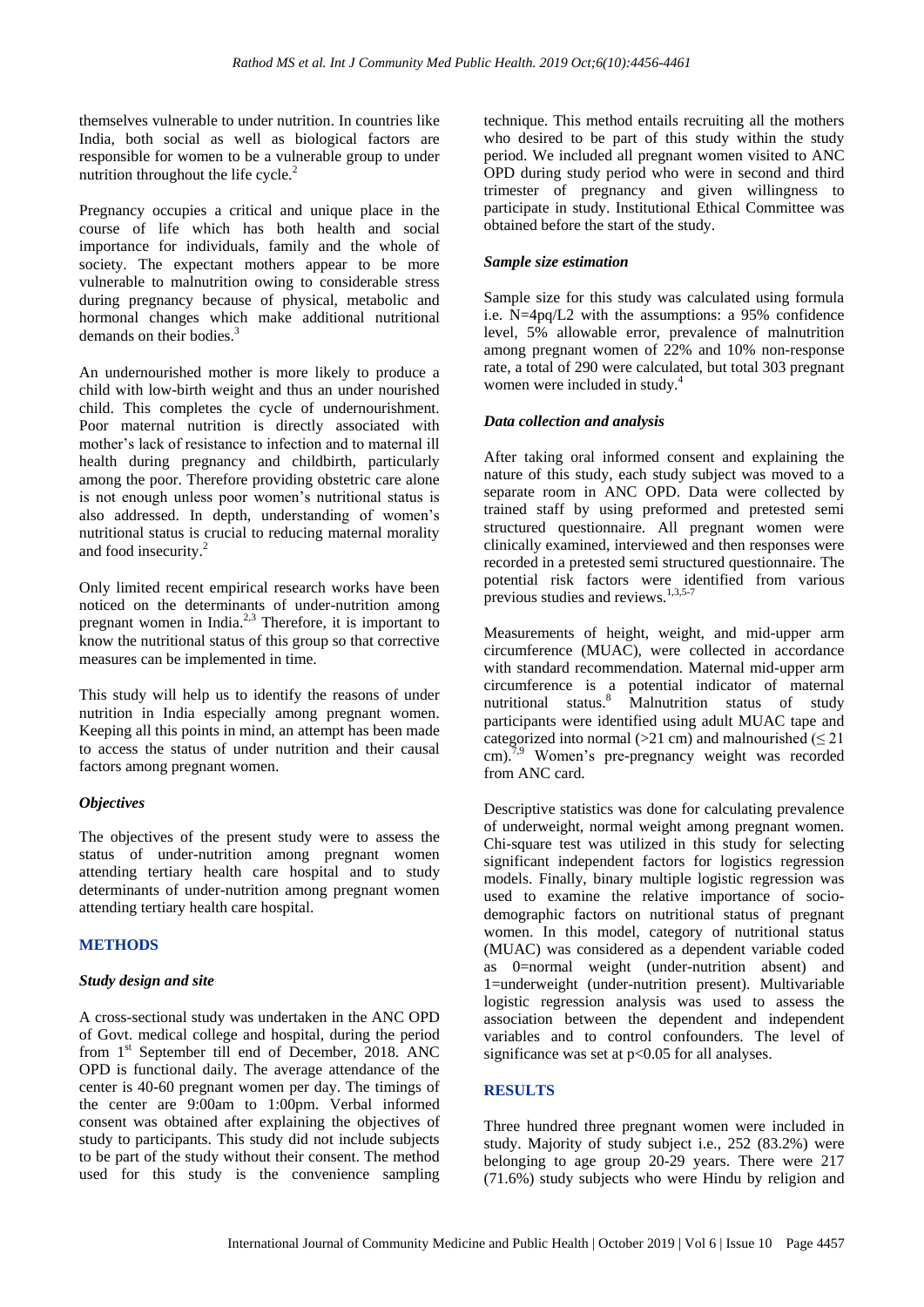themselves vulnerable to under nutrition. In countries like India, both social as well as biological factors are responsible for women to be a vulnerable group to under nutrition throughout the life cycle.[2]

Pregnancy occupies a critical and unique place in the course of life which has both health and social importance for individuals, family and the whole of society. The expectant mothers appear to be more vulnerable to malnutrition owing to considerable stress during pregnancy because of physical, metabolic and hormonal changes which make additional nutritional demands on their bodies.[3]

An undernourished mother is more likely to produce a child with low-birth weight and thus an under nourished child. This completes the cycle of undernourishment. Poor maternal nutrition is directly associated with mother's lack of resistance to infection and to maternal ill health during pregnancy and childbirth, particularly among the poor. Therefore providing obstetric care alone is not enough unless poor women's nutritional status is also addressed. In depth, understanding of women's nutritional status is crucial to reducing maternal morality and food insecurity.[2]

Only limited recent empirical research works have been noticed on the determinants of under-nutrition among pregnant women in India.[2,3] Therefore, it is important to know the nutritional status of this group so that corrective measures can be implemented in time.

This study will help us to identify the reasons of under nutrition in India especially among pregnant women. Keeping all this points in mind, an attempt has been made to access the status of under nutrition and their causal factors among pregnant women.

### *Objectives*

The objectives of the present study were to assess the status of under-nutrition among pregnant women attending tertiary health care hospital and to study determinants of under-nutrition among pregnant women attending tertiary health care hospital.

## METHODS

### *Study design and site*

A cross-sectional study was undertaken in the ANC OPD of Govt. medical college and hospital, during the period from 1st September till end of December, 2018. ANC OPD is functional daily. The average attendance of the center is 40-60 pregnant women per day. The timings of the center are 9:00am to 1:00pm. Verbal informed consent was obtained after explaining the objectives of study to participants. This study did not include subjects to be part of the study without their consent. The method used for this study is the convenience sampling technique. This method entails recruiting all the mothers who desired to be part of this study within the study period. We included all pregnant women visited to ANC OPD during study period who were in second and third trimester of pregnancy and given willingness to participate in study. Institutional Ethical Committee was obtained before the start of the study.

### *Sample size estimation*

Sample size for this study was calculated using formula i.e. $N=4pq/L^2$ with the assumptions: a 95% confidence level, 5% allowable error, prevalence of malnutrition among pregnant women of 22% and 10% non-response rate, a total of 290 were calculated, but total 303 pregnant women were included in study.[4]

### *Data collection and analysis*

After taking oral informed consent and explaining the nature of this study, each study subject was moved to a separate room in ANC OPD. Data were collected by trained staff by using preformed and pretested semi structured questionnaire. All pregnant women were clinically examined, interviewed and then responses were recorded in a pretested semi structured questionnaire. The potential risk factors were identified from various previous studies and reviews.[1,3,5-7]

Measurements of height, weight, and mid-upper arm circumference (MUAC), were collected in accordance with standard recommendation. Maternal mid-upper arm circumference is a potential indicator of maternal nutritional status.[8] Malnutrition status of study participants were identified using adult MUAC tape and categorized into normal (>21 cm) and malnourished ($\leq 21$ cm).[7,9] Women's pre-pregnancy weight was recorded from ANC card.

Descriptive statistics was done for calculating prevalence of underweight, normal weight among pregnant women. Chi-square test was utilized in this study for selecting significant independent factors for logistics regression models. Finally, binary multiple logistic regression was used to examine the relative importance of socio-demographic factors on nutritional status of pregnant women. In this model, category of nutritional status (MUAC) was considered as a dependent variable coded as 0=normal weight (under-nutrition absent) and 1=underweight (under-nutrition present). Multivariable logistic regression analysis was used to assess the association between the dependent and independent variables and to control confounders. The level of significance was set at $p<0.05$ for all analyses.

## RESULTS

Three hundred three pregnant women were included in study. Majority of study subject i.e., 252 (83.2%) were belonging to age group 20-29 years. There were 217 (71.6%) study subjects who were Hindu by religion and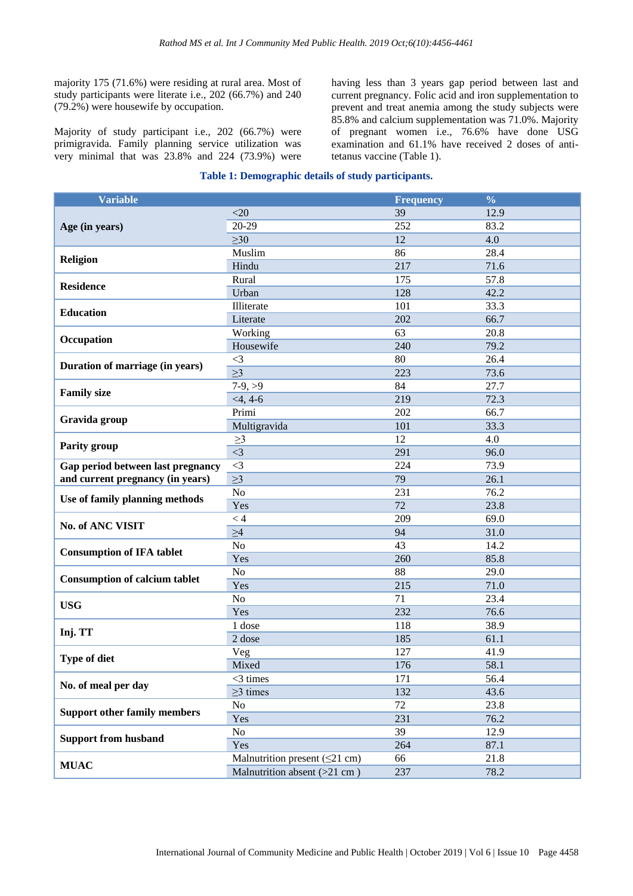majority 175 (71.6%) were residing at rural area. Most of study participants were literate i.e., 202 (66.7%) and 240 (79.2%) were housewife by occupation.

Majority of study participant i.e., 202 (66.7%) were primigravida. Family planning service utilization was very minimal that was 23.8% and 224 (73.9%) were having less than 3 years gap period between last and current pregnancy. Folic acid and iron supplementation to prevent and treat anemia among the study subjects were 85.8% and calcium supplementation was 71.0%. Majority of pregnant women i.e., 76.6% have done USG examination and 61.1% have received 2 doses of anti-tetanus vaccine (Table 1).

**Table 1: Demographic details of study participants.**

| Variable | | Frequency | % |
|---|---|---|---|
| **Age (in years)** | <20 | 39 | 12.9 |
| | 20-29 | 252 | 83.2 |
| | ≥30 | 12 | 4.0 |
| **Religion** | Muslim | 86 | 28.4 |
| | Hindu | 217 | 71.6 |
| **Residence** | Rural | 175 | 57.8 |
| | Urban | 128 | 42.2 |
| **Education** | Illiterate | 101 | 33.3 |
| | Literate | 202 | 66.7 |
| **Occupation** | Working | 63 | 20.8 |
| | Housewife | 240 | 79.2 |
| **Duration of marriage (in years)** | <3 | 80 | 26.4 |
| | ≥3 | 223 | 73.6 |
| **Family size** | 7-9, >9 | 84 | 27.7 |
| | <4, 4-6 | 219 | 72.3 |
| **Gravida group** | Primi | 202 | 66.7 |
| | Multigravida | 101 | 33.3 |
| **Parity group** | ≥3 | 12 | 4.0 |
| | <3 | 291 | 96.0 |
| **Gap period between last pregnancy and current pregnancy (in years)** | <3 | 224 | 73.9 |
| | ≥3 | 79 | 26.1 |
| **Use of family planning methods** | No | 231 | 76.2 |
| | Yes | 72 | 23.8 |
| **No. of ANC VISIT** | < 4 | 209 | 69.0 |
| | ≥4 | 94 | 31.0 |
| **Consumption of IFA tablet** | No | 43 | 14.2 |
| | Yes | 260 | 85.8 |
| **Consumption of calcium tablet** | No | 88 | 29.0 |
| | Yes | 215 | 71.0 |
| **USG** | No | 71 | 23.4 |
| | Yes | 232 | 76.6 |
| **Inj. TT** | 1 dose | 118 | 38.9 |
| | 2 dose | 185 | 61.1 |
| **Type of diet** | Veg | 127 | 41.9 |
| | Mixed | 176 | 58.1 |
| **No. of meal per day** | <3 times | 171 | 56.4 |
| | ≥3 times | 132 | 43.6 |
| **Support other family members** | No | 72 | 23.8 |
| | Yes | 231 | 76.2 |
| **Support from husband** | No | 39 | 12.9 |
| | Yes | 264 | 87.1 |
| **MUAC** | Malnutrition present (≤21 cm) | 66 | 21.8 |
| | Malnutrition absent (>21 cm ) | 237 | 78.2 |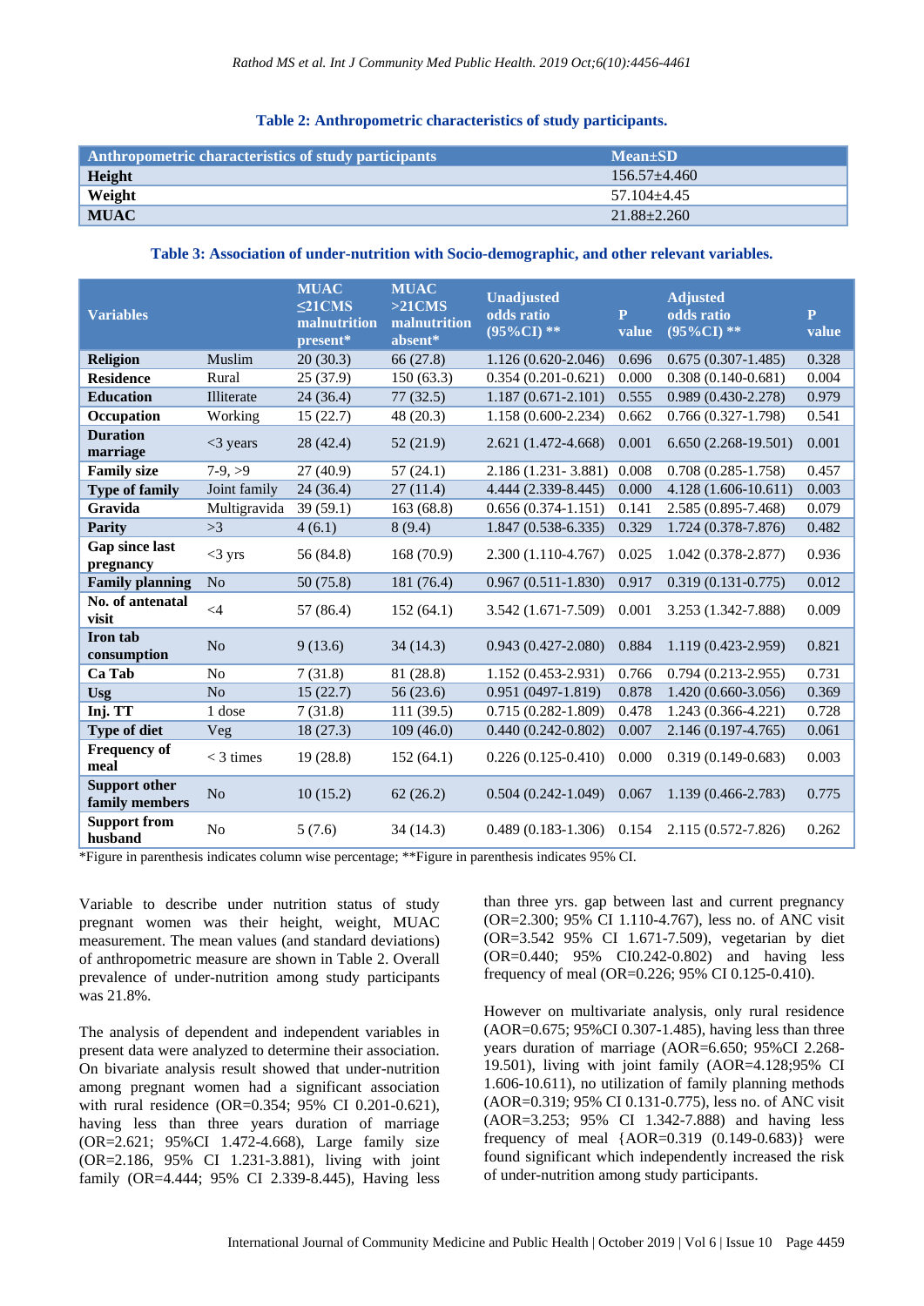**Table 2: Anthropometric characteristics of study participants.**

| Anthropometric characteristics of study participants | Mean±SD |
|---|---|
| **Height** | 156.57±4.460 |
| **Weight** | 57.104±4.45 |
| **MUAC** | 21.88±2.260 |

**Table 3: Association of under-nutrition with Socio-demographic, and other relevant variables.**

| Variables | | MUAC ≤21CMS malnutrition present* | MUAC >21CMS malnutrition absent* | Unadjusted odds ratio (95%CI) ** | P value | Adjusted odds ratio (95%CI) ** | P value |
|---|---|---|---|---|---|---|---|
| **Religion** | Muslim | 20 (30.3) | 66 (27.8) | 1.126 (0.620-2.046) | 0.696 | 0.675 (0.307-1.485) | 0.328 |
| **Residence** | Rural | 25 (37.9) | 150 (63.3) | 0.354 (0.201-0.621) | 0.000 | 0.308 (0.140-0.681) | 0.004 |
| **Education** | Illiterate | 24 (36.4) | 77 (32.5) | 1.187 (0.671-2.101) | 0.555 | 0.989 (0.430-2.278) | 0.979 |
| **Occupation** | Working | 15 (22.7) | 48 (20.3) | 1.158 (0.600-2.234) | 0.662 | 0.766 (0.327-1.798) | 0.541 |
| **Duration marriage** | <3 years | 28 (42.4) | 52 (21.9) | 2.621 (1.472-4.668) | 0.001 | 6.650 (2.268-19.501) | 0.001 |
| **Family size** | 7-9, >9 | 27 (40.9) | 57 (24.1) | 2.186 (1.231- 3.881) | 0.008 | 0.708 (0.285-1.758) | 0.457 |
| **Type of family** | Joint family | 24 (36.4) | 27 (11.4) | 4.444 (2.339-8.445) | 0.000 | 4.128 (1.606-10.611) | 0.003 |
| **Gravida** | Multigravida | 39 (59.1) | 163 (68.8) | 0.656 (0.374-1.151) | 0.141 | 2.585 (0.895-7.468) | 0.079 |
| **Parity** | >3 | 4 (6.1) | 8 (9.4) | 1.847 (0.538-6.335) | 0.329 | 1.724 (0.378-7.876) | 0.482 |
| **Gap since last pregnancy** | <3 yrs | 56 (84.8) | 168 (70.9) | 2.300 (1.110-4.767) | 0.025 | 1.042 (0.378-2.877) | 0.936 |
| **Family planning** | No | 50 (75.8) | 181 (76.4) | 0.967 (0.511-1.830) | 0.917 | 0.319 (0.131-0.775) | 0.012 |
| **No. of antenatal visit** | <4 | 57 (86.4) | 152 (64.1) | 3.542 (1.671-7.509) | 0.001 | 3.253 (1.342-7.888) | 0.009 |
| **Iron tab consumption** | No | 9 (13.6) | 34 (14.3) | 0.943 (0.427-2.080) | 0.884 | 1.119 (0.423-2.959) | 0.821 |
| **Ca Tab** | No | 7 (31.8) | 81 (28.8) | 1.152 (0.453-2.931) | 0.766 | 0.794 (0.213-2.955) | 0.731 |
| **Usg** | No | 15 (22.7) | 56 (23.6) | 0.951 (0497-1.819) | 0.878 | 1.420 (0.660-3.056) | 0.369 |
| **Inj. TT** | 1 dose | 7 (31.8) | 111 (39.5) | 0.715 (0.282-1.809) | 0.478 | 1.243 (0.366-4.221) | 0.728 |
| **Type of diet** | Veg | 18 (27.3) | 109 (46.0) | 0.440 (0.242-0.802) | 0.007 | 2.146 (0.197-4.765) | 0.061 |
| **Frequency of meal** | < 3 times | 19 (28.8) | 152 (64.1) | 0.226 (0.125-0.410) | 0.000 | 0.319 (0.149-0.683) | 0.003 |
| **Support other family members** | No | 10 (15.2) | 62 (26.2) | 0.504 (0.242-1.049) | 0.067 | 1.139 (0.466-2.783) | 0.775 |
| **Support from husband** | No | 5 (7.6) | 34 (14.3) | 0.489 (0.183-1.306) | 0.154 | 2.115 (0.572-7.826) | 0.262 |

*Figure in parenthesis indicates column wise percentage; **Figure in parenthesis indicates 95% CI.

Variable to describe under nutrition status of study pregnant women was their height, weight, MUAC measurement. The mean values (and standard deviations) of anthropometric measure are shown in Table 2. Overall prevalence of under-nutrition among study participants was 21.8%.

The analysis of dependent and independent variables in present data were analyzed to determine their association. On bivariate analysis result showed that under-nutrition among pregnant women had a significant association with rural residence (OR=0.354; 95% CI 0.201-0.621), having less than three years duration of marriage (OR=2.621; 95%CI 1.472-4.668), Large family size (OR=2.186, 95% CI 1.231-3.881), living with joint family (OR=4.444; 95% CI 2.339-8.445), Having less than three yrs. gap between last and current pregnancy (OR=2.300; 95% CI 1.110-4.767), less no. of ANC visit (OR=3.542 95% CI 1.671-7.509), vegetarian by diet (OR=0.440; 95% CI0.242-0.802) and having less frequency of meal (OR=0.226; 95% CI 0.125-0.410).

However on multivariate analysis, only rural residence (AOR=0.675; 95%CI 0.307-1.485), having less than three years duration of marriage (AOR=6.650; 95%CI 2.268-19.501), living with joint family (AOR=4.128;95% CI 1.606-10.611), no utilization of family planning methods (AOR=0.319; 95% CI 0.131-0.775), less no. of ANC visit (AOR=3.253; 95% CI 1.342-7.888) and having less frequency of meal {AOR=0.319 (0.149-0.683)} were found significant which independently increased the risk of under-nutrition among study participants.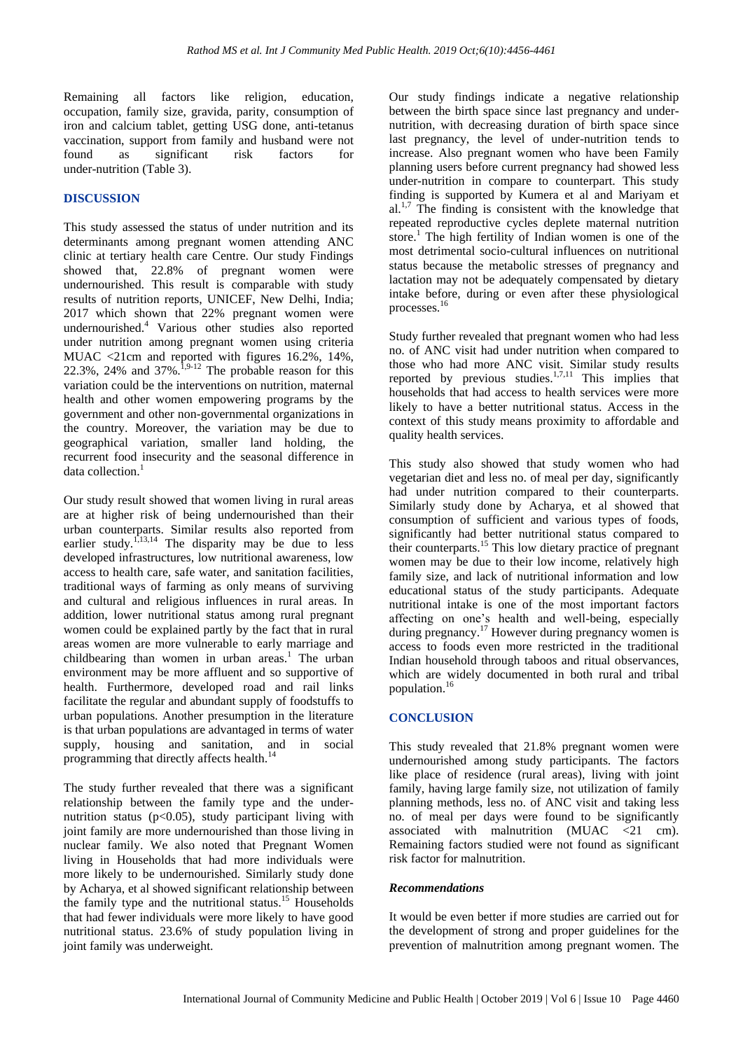Remaining all factors like religion, education, occupation, family size, gravida, parity, consumption of iron and calcium tablet, getting USG done, anti-tetanus vaccination, support from family and husband were not found as significant risk factors for under-nutrition (Table 3).

## DISCUSSION

This study assessed the status of under nutrition and its determinants among pregnant women attending ANC clinic at tertiary health care Centre. Our study Findings showed that, 22.8% of pregnant women were undernourished. This result is comparable with study results of nutrition reports, UNICEF, New Delhi, India; 2017 which shown that 22% pregnant women were undernourished.[4] Various other studies also reported under nutrition among pregnant women using criteria MUAC <21cm and reported with figures 16.2%, 14%, 22.3%, 24% and 37%.[1,9-12] The probable reason for this variation could be the interventions on nutrition, maternal health and other women empowering programs by the government and other non-governmental organizations in the country. Moreover, the variation may be due to geographical variation, smaller land holding, the recurrent food insecurity and the seasonal difference in data collection.[1]

Our study result showed that women living in rural areas are at higher risk of being undernourished than their urban counterparts. Similar results also reported from earlier study.[1,13,14] The disparity may be due to less developed infrastructures, low nutritional awareness, low access to health care, safe water, and sanitation facilities, traditional ways of farming as only means of surviving and cultural and religious influences in rural areas. In addition, lower nutritional status among rural pregnant women could be explained partly by the fact that in rural areas women are more vulnerable to early marriage and childbearing than women in urban areas.[1] The urban environment may be more affluent and so supportive of health. Furthermore, developed road and rail links facilitate the regular and abundant supply of foodstuffs to urban populations. Another presumption in the literature is that urban populations are advantaged in terms of water supply, housing and sanitation, and in social programming that directly affects health.[14]

The study further revealed that there was a significant relationship between the family type and the under-nutrition status ($p<0.05$), study participant living with joint family are more undernourished than those living in nuclear family. We also noted that Pregnant Women living in Households that had more individuals were more likely to be undernourished. Similarly study done by Acharya, et al showed significant relationship between the family type and the nutritional status.[15] Households that had fewer individuals were more likely to have good nutritional status. 23.6% of study population living in joint family was underweight.

Our study findings indicate a negative relationship between the birth space since last pregnancy and under-nutrition, with decreasing duration of birth space since last pregnancy, the level of under-nutrition tends to increase. Also pregnant women who have been Family planning users before current pregnancy had showed less under-nutrition in compare to counterpart. This study finding is supported by Kumera et al and Mariyam et al.[1,7] The finding is consistent with the knowledge that repeated reproductive cycles deplete maternal nutrition store.[1] The high fertility of Indian women is one of the most detrimental socio-cultural influences on nutritional status because the metabolic stresses of pregnancy and lactation may not be adequately compensated by dietary intake before, during or even after these physiological processes.[16]

Study further revealed that pregnant women who had less no. of ANC visit had under nutrition when compared to those who had more ANC visit. Similar study results reported by previous studies.[1,7,11] This implies that households that had access to health services were more likely to have a better nutritional status. Access in the context of this study means proximity to affordable and quality health services.

This study also showed that study women who had vegetarian diet and less no. of meal per day, significantly had under nutrition compared to their counterparts. Similarly study done by Acharya, et al showed that consumption of sufficient and various types of foods, significantly had better nutritional status compared to their counterparts.[15] This low dietary practice of pregnant women may be due to their low income, relatively high family size, and lack of nutritional information and low educational status of the study participants. Adequate nutritional intake is one of the most important factors affecting on one's health and well-being, especially during pregnancy.[17] However during pregnancy women is access to foods even more restricted in the traditional Indian household through taboos and ritual observances, which are widely documented in both rural and tribal population.[16]

## CONCLUSION

This study revealed that 21.8% pregnant women were undernourished among study participants. The factors like place of residence (rural areas), living with joint family, having large family size, not utilization of family planning methods, less no. of ANC visit and taking less no. of meal per days were found to be significantly associated with malnutrition (MUAC <21 cm). Remaining factors studied were not found as significant risk factor for malnutrition.

### *Recommendations*

It would be even better if more studies are carried out for the development of strong and proper guidelines for the prevention of malnutrition among pregnant women. The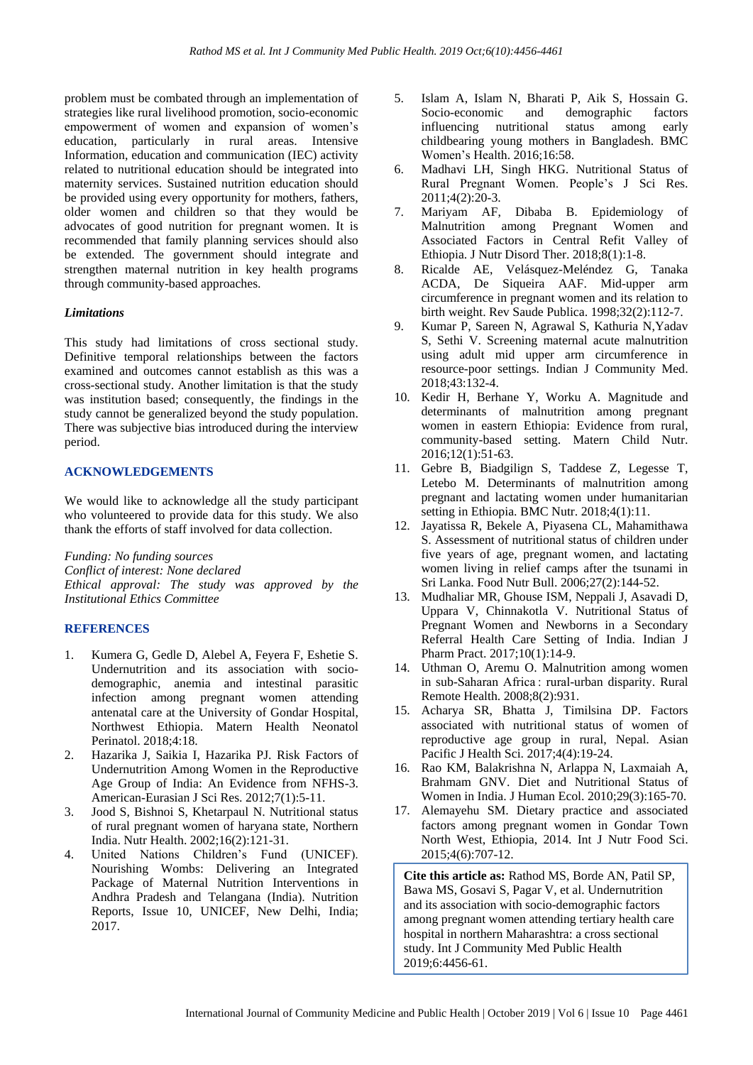problem must be combated through an implementation of strategies like rural livelihood promotion, socio-economic empowerment of women and expansion of women's education, particularly in rural areas. Intensive Information, education and communication (IEC) activity related to nutritional education should be integrated into maternity services. Sustained nutrition education should be provided using every opportunity for mothers, fathers, older women and children so that they would be advocates of good nutrition for pregnant women. It is recommended that family planning services should also be extended. The government should integrate and strengthen maternal nutrition in key health programs through community-based approaches.

### *Limitations*

This study had limitations of cross sectional study. Definitive temporal relationships between the factors examined and outcomes cannot establish as this was a cross-sectional study. Another limitation is that the study was institution based; consequently, the findings in the study cannot be generalized beyond the study population. There was subjective bias introduced during the interview period.

## ACKNOWLEDGEMENTS

We would like to acknowledge all the study participant who volunteered to provide data for this study. We also thank the efforts of staff involved for data collection.

*Funding: No funding sources*
*Conflict of interest: None declared*
*Ethical approval: The study was approved by the Institutional Ethics Committee*

## REFERENCES

1. Kumera G, Gedle D, Alebel A, Feyera F, Eshetie S. Undernutrition and its association with socio-demographic, anemia and intestinal parasitic infection among pregnant women attending antenatal care at the University of Gondar Hospital, Northwest Ethiopia. Matern Health Neonatol Perinatol. 2018;4:18.
2. Hazarika J, Saikia I, Hazarika PJ. Risk Factors of Undernutrition Among Women in the Reproductive Age Group of India: An Evidence from NFHS-3. American-Eurasian J Sci Res. 2012;7(1):5-11.
3. Jood S, Bishnoi S, Khetarpaul N. Nutritional status of rural pregnant women of haryana state, Northern India. Nutr Health. 2002;16(2):121-31.
4. United Nations Children's Fund (UNICEF). Nourishing Wombs: Delivering an Integrated Package of Maternal Nutrition Interventions in Andhra Pradesh and Telangana (India). Nutrition Reports, Issue 10, UNICEF, New Delhi, India; 2017.
5. Islam A, Islam N, Bharati P, Aik S, Hossain G. Socio-economic and demographic factors influencing nutritional status among early childbearing young mothers in Bangladesh. BMC Women's Health. 2016;16:58.
6. Madhavi LH, Singh HKG. Nutritional Status of Rural Pregnant Women. People's J Sci Res. 2011;4(2):20-3.
7. Mariyam AF, Dibaba B. Epidemiology of Malnutrition among Pregnant Women and Associated Factors in Central Refit Valley of Ethiopia. J Nutr Disord Ther. 2018;8(1):1-8.
8. Ricalde AE, Velásquez-Meléndez G, Tanaka ACDA, De Siqueira AAF. Mid-upper arm circumference in pregnant women and its relation to birth weight. Rev Saude Publica. 1998;32(2):112-7.
9. Kumar P, Sareen N, Agrawal S, Kathuria N,Yadav S, Sethi V. Screening maternal acute malnutrition using adult mid upper arm circumference in resource-poor settings. Indian J Community Med. 2018;43:132-4.
10. Kedir H, Berhane Y, Worku A. Magnitude and determinants of malnutrition among pregnant women in eastern Ethiopia: Evidence from rural, community-based setting. Matern Child Nutr. 2016;12(1):51-63.
11. Gebre B, Biadgilign S, Taddese Z, Legesse T, Letebo M. Determinants of malnutrition among pregnant and lactating women under humanitarian setting in Ethiopia. BMC Nutr. 2018;4(1):11.
12. Jayatissa R, Bekele A, Piyasena CL, Mahamithawa S. Assessment of nutritional status of children under five years of age, pregnant women, and lactating women living in relief camps after the tsunami in Sri Lanka. Food Nutr Bull. 2006;27(2):144-52.
13. Mudhaliar MR, Ghouse ISM, Neppali J, Asavadi D, Uppara V, Chinnakotla V. Nutritional Status of Pregnant Women and Newborns in a Secondary Referral Health Care Setting of India. Indian J Pharm Pract. 2017;10(1):14-9.
14. Uthman O, Aremu O. Malnutrition among women in sub-Saharan Africa : rural-urban disparity. Rural Remote Health. 2008;8(2):931.
15. Acharya SR, Bhatta J, Timilsina DP. Factors associated with nutritional status of women of reproductive age group in rural, Nepal. Asian Pacific J Health Sci. 2017;4(4):19-24.
16. Rao KM, Balakrishna N, Arlappa N, Laxmaiah A, Brahmam GNV. Diet and Nutritional Status of Women in India. J Human Ecol. 2010;29(3):165-70.
17. Alemayehu SM. Dietary practice and associated factors among pregnant women in Gondar Town North West, Ethiopia, 2014. Int J Nutr Food Sci. 2015;4(6):707-12.

**Cite this article as:** Rathod MS, Borde AN, Patil SP, Bawa MS, Gosavi S, Pagar V, et al. Undernutrition and its association with socio-demographic factors among pregnant women attending tertiary health care hospital in northern Maharashtra: a cross sectional study. Int J Community Med Public Health 2019;6:4456-61.